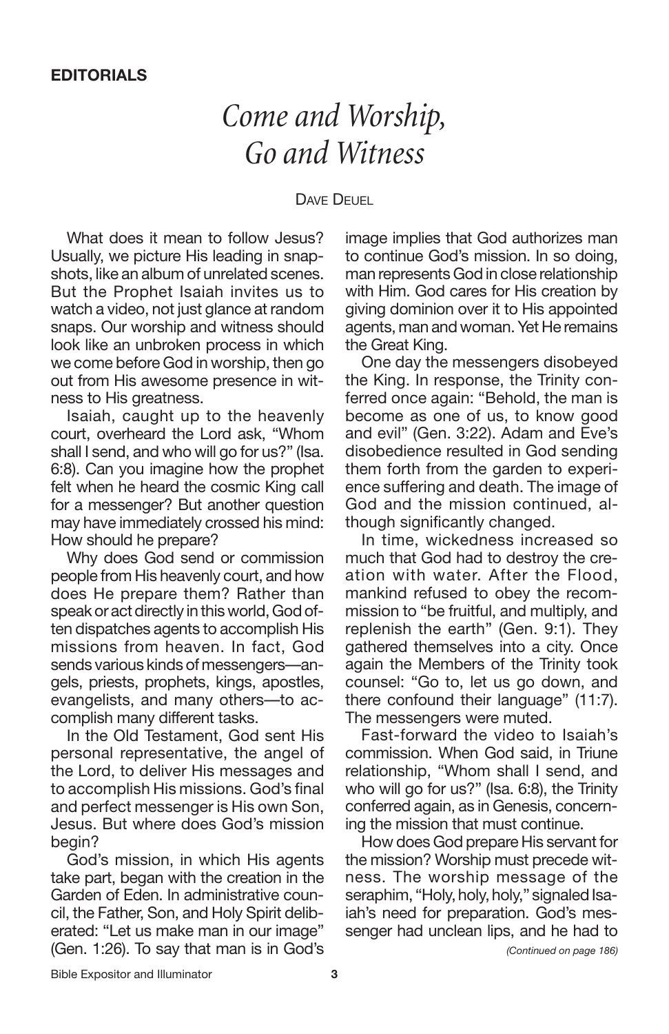**EDITORIALS**

# *Come and Worship, Go and Witness*

Dave Deuel

What does it mean to follow Jesus? Usually, we picture His leading in snapshots, like an album of unrelated scenes. But the Prophet Isaiah invites us to watch a video, not just glance at random snaps. Our worship and witness should look like an unbroken process in which we come before God in worship, then go out from His awesome presence in witness to His greatness.

Isaiah, caught up to the heavenly court, overheard the Lord ask, "Whom shall I send, and who will go for us?" (Isa. 6:8). Can you imagine how the prophet felt when he heard the cosmic King call for a messenger? But another question may have immediately crossed his mind: How should he prepare?

Why does God send or commission people from His heavenly court, and how does He prepare them? Rather than speak or act directly in this world, God often dispatches agents to accomplish His missions from heaven. In fact, God sends various kinds of messengers—angels, priests, prophets, kings, apostles, evangelists, and many others—to accomplish many different tasks.

In the Old Testament, God sent His personal representative, the angel of the Lord, to deliver His messages and to accomplish His missions. God's final and perfect messenger is His own Son, Jesus. But where does God's mission begin?

God's mission, in which His agents take part, began with the creation in the Garden of Eden. In administrative council, the Father, Son, and Holy Spirit deliberated: "Let us make man in our image" (Gen. 1:26). To say that man is in God's image implies that God authorizes man to continue God's mission. In so doing, man represents God in close relationship with Him. God cares for His creation by giving dominion over it to His appointed agents, man and woman. Yet He remains the Great King.

One day the messengers disobeyed the King. In response, the Trinity conferred once again: "Behold, the man is become as one of us, to know good and evil" (Gen. 3:22). Adam and Eve's disobedience resulted in God sending them forth from the garden to experience suffering and death. The image of God and the mission continued, although significantly changed.

In time, wickedness increased so much that God had to destroy the creation with water. After the Flood, mankind refused to obey the recommission to "be fruitful, and multiply, and replenish the earth" (Gen. 9:1). They gathered themselves into a city. Once again the Members of the Trinity took counsel: "Go to, let us go down, and there confound their language" (11:7). The messengers were muted.

Fast-forward the video to Isaiah's commission. When God said, in Triune relationship, "Whom shall I send, and who will go for us?" (Isa. 6:8), the Trinity conferred again, as in Genesis, concerning the mission that must continue.

How does God prepare His servant for the mission? Worship must precede witness. The worship message of the seraphim, "Holy, holy, holy," signaled Isaiah's need for preparation. God's messenger had unclean lips, and he had to

*(Continued on page 186)*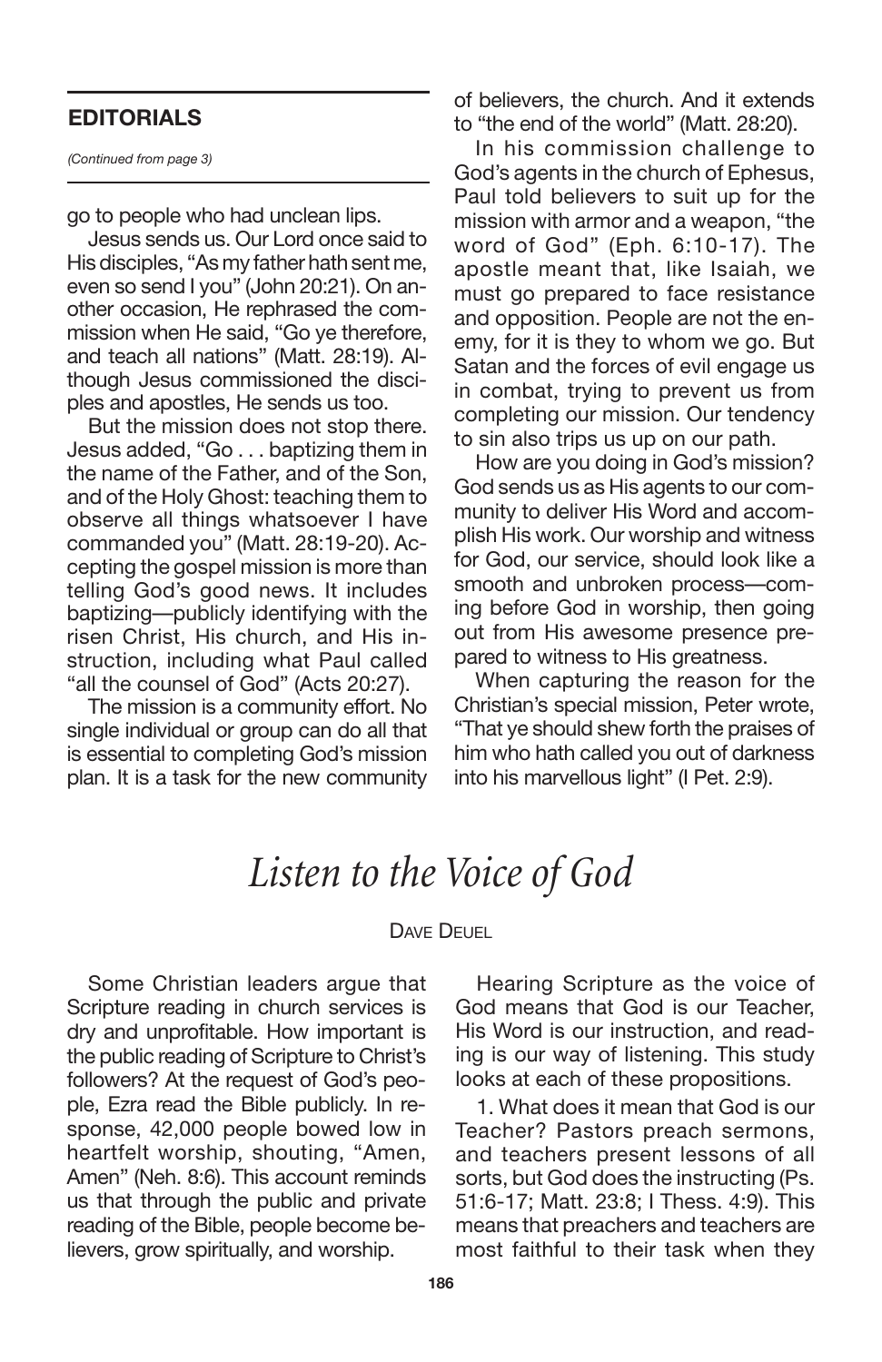## EDITORIALS

*(Continued from page 3)*

go to people who had unclean lips.

Jesus sends us. Our Lord once said to His disciples, "As my father hath sent me, even so send I you" (John 20:21). On another occasion, He rephrased the commission when He said, "Go ye therefore, and teach all nations" (Matt. 28:19). Although Jesus commissioned the disciples and apostles, He sends us too.

But the mission does not stop there. Jesus added, "Go . . . baptizing them in the name of the Father, and of the Son, and of the Holy Ghost: teaching them to observe all things whatsoever I have commanded you" (Matt. 28:19-20). Accepting the gospel mission is more than telling God's good news. It includes baptizing—publicly identifying with the risen Christ, His church, and His instruction, including what Paul called "all the counsel of God" (Acts 20:27).

The mission is a community effort. No single individual or group can do all that is essential to completing God's mission plan. It is a task for the new community of believers, the church. And it extends to "the end of the world" (Matt. 28:20).

In his commission challenge to God's agents in the church of Ephesus, Paul told believers to suit up for the mission with armor and a weapon, "the word of God" (Eph. 6:10-17). The apostle meant that, like Isaiah, we must go prepared to face resistance and opposition. People are not the enemy, for it is they to whom we go. But Satan and the forces of evil engage us in combat, trying to prevent us from completing our mission. Our tendency to sin also trips us up on our path.

How are you doing in God's mission? God sends us as His agents to our community to deliver His Word and accomplish His work. Our worship and witness for God, our service, should look like a smooth and unbroken process—coming before God in worship, then going out from His awesome presence prepared to witness to His greatness.

When capturing the reason for the Christian's special mission, Peter wrote, "That ye should shew forth the praises of him who hath called you out of darkness into his marvellous light" (I Pet. 2:9).

# *Listen to the Voice of God*

DAVE DEUEL

Some Christian leaders argue that Scripture reading in church services is dry and unprofitable. How important is the public reading of Scripture to Christ's followers? At the request of God's people, Ezra read the Bible publicly. In response, 42,000 people bowed low in heartfelt worship, shouting, "Amen, Amen" (Neh. 8:6). This account reminds us that through the public and private reading of the Bible, people become believers, grow spiritually, and worship.

Hearing Scripture as the voice of God means that God is our Teacher, His Word is our instruction, and reading is our way of listening. This study looks at each of these propositions.

1. What does it mean that God is our Teacher? Pastors preach sermons, and teachers present lessons of all sorts, but God does the instructing (Ps. 51:6-17; Matt. 23:8; I Thess. 4:9). This means that preachers and teachers are most faithful to their task when they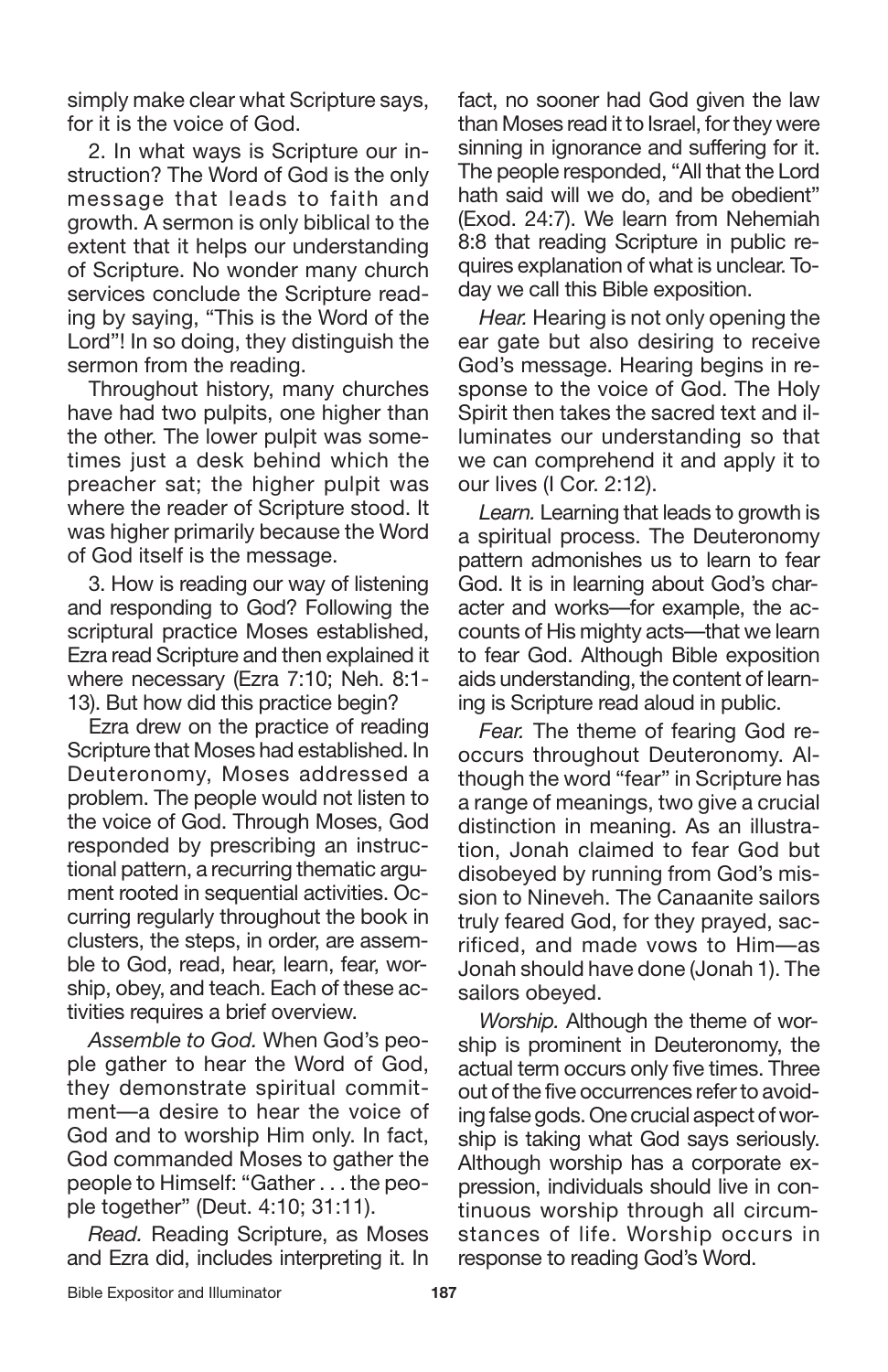simply make clear what Scripture says, for it is the voice of God.

2. In what ways is Scripture our instruction? The Word of God is the only message that leads to faith and growth. A sermon is only biblical to the extent that it helps our understanding of Scripture. No wonder many church services conclude the Scripture reading by saying, "This is the Word of the Lord"! In so doing, they distinguish the sermon from the reading.

Throughout history, many churches have had two pulpits, one higher than the other. The lower pulpit was sometimes just a desk behind which the preacher sat; the higher pulpit was where the reader of Scripture stood. It was higher primarily because the Word of God itself is the message.

3. How is reading our way of listening and responding to God? Following the scriptural practice Moses established, Ezra read Scripture and then explained it where necessary (Ezra 7:10; Neh. 8:1-13). But how did this practice begin?

Ezra drew on the practice of reading Scripture that Moses had established. In Deuteronomy, Moses addressed a problem. The people would not listen to the voice of God. Through Moses, God responded by prescribing an instructional pattern, a recurring thematic argument rooted in sequential activities. Occurring regularly throughout the book in clusters, the steps, in order, are assemble to God, read, hear, learn, fear, worship, obey, and teach. Each of these activities requires a brief overview.

*Assemble to God.* When God's people gather to hear the Word of God, they demonstrate spiritual commitment—a desire to hear the voice of God and to worship Him only. In fact, God commanded Moses to gather the people to Himself: "Gather . . . the people together" (Deut. 4:10; 31:11).

*Read.* Reading Scripture, as Moses and Ezra did, includes interpreting it. In fact, no sooner had God given the law than Moses read it to Israel, for they were sinning in ignorance and suffering for it. The people responded, "All that the Lord hath said will we do, and be obedient" (Exod. 24:7). We learn from Nehemiah 8:8 that reading Scripture in public requires explanation of what is unclear. Today we call this Bible exposition.

*Hear.* Hearing is not only opening the ear gate but also desiring to receive God's message. Hearing begins in response to the voice of God. The Holy Spirit then takes the sacred text and illuminates our understanding so that we can comprehend it and apply it to our lives (I Cor. 2:12).

*Learn.* Learning that leads to growth is a spiritual process. The Deuteronomy pattern admonishes us to learn to fear God. It is in learning about God's character and works—for example, the accounts of His mighty acts—that we learn to fear God. Although Bible exposition aids understanding, the content of learning is Scripture read aloud in public.

*Fear.* The theme of fearing God reoccurs throughout Deuteronomy. Although the word "fear" in Scripture has a range of meanings, two give a crucial distinction in meaning. As an illustration, Jonah claimed to fear God but disobeyed by running from God's mission to Nineveh. The Canaanite sailors truly feared God, for they prayed, sacrificed, and made vows to Him—as Jonah should have done (Jonah 1). The sailors obeyed.

*Worship.* Although the theme of worship is prominent in Deuteronomy, the actual term occurs only five times. Three out of the five occurrences refer to avoiding false gods. One crucial aspect of worship is taking what God says seriously. Although worship has a corporate expression, individuals should live in continuous worship through all circumstances of life. Worship occurs in response to reading God's Word.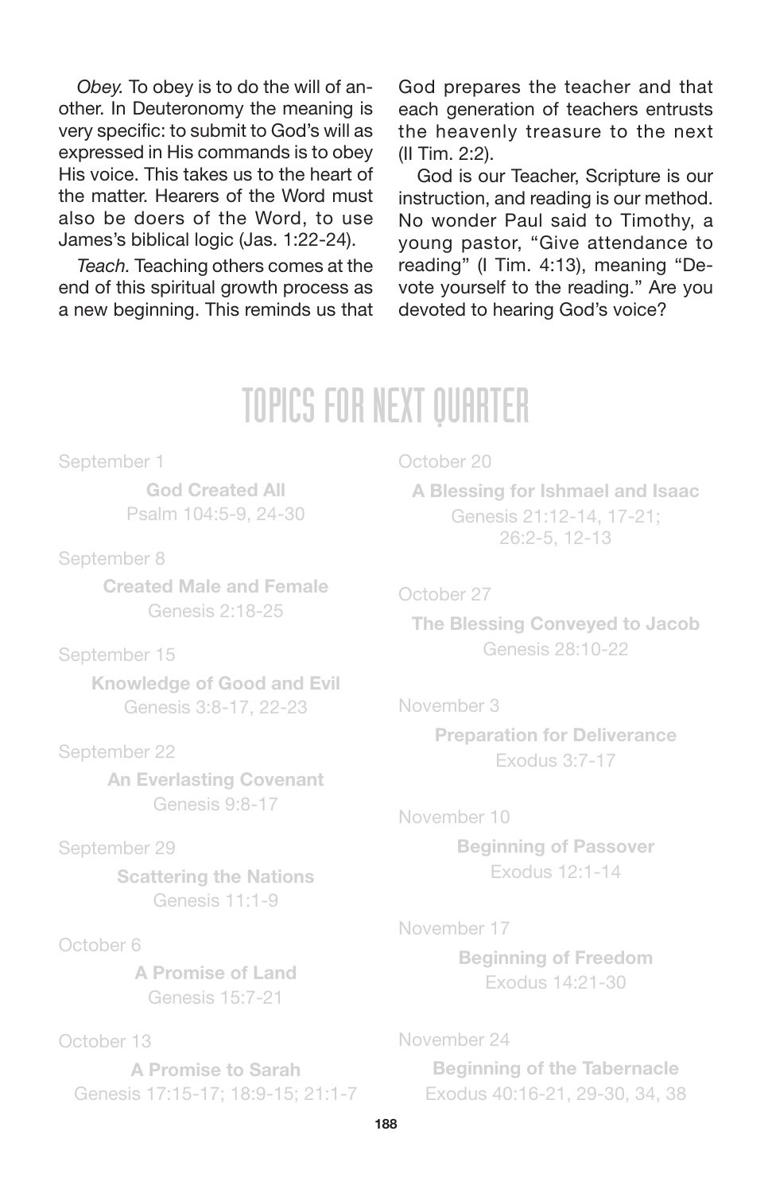*Obey.* To obey is to do the will of another. In Deuteronomy the meaning is very specific: to submit to God's will as expressed in His commands is to obey His voice. This takes us to the heart of the matter. Hearers of the Word must also be doers of the Word, to use James's biblical logic (Jas. 1:22-24).

*Teach.* Teaching others comes at the end of this spiritual growth process as a new beginning. This reminds us that God prepares the teacher and that each generation of teachers entrusts the heavenly treasure to the next (II Tim. 2:2).

God is our Teacher, Scripture is our instruction, and reading is our method. No wonder Paul said to Timothy, a young pastor, "Give attendance to reading" (I Tim. 4:13), meaning "Devote yourself to the reading." Are you devoted to hearing God's voice?

# TOPICS FOR NEXT QUARTER

September 1

**God Created All**
Psalm 104:5-9, 24-30

September 8

**Created Male and Female**
Genesis 2:18-25

September 15

**Knowledge of Good and Evil**
Genesis 3:8-17, 22-23

September 22

**An Everlasting Covenant**
Genesis 9:8-17

September 29

**Scattering the Nations**
Genesis 11:1-9

October 6

**A Promise of Land**
Genesis 15:7-21

October 13

**A Promise to Sarah**
Genesis 17:15-17; 18:9-15; 21:1-7

October 20

**A Blessing for Ishmael and Isaac**
Genesis 21:12-14, 17-21; 26:2-5, 12-13

October 27

**The Blessing Conveyed to Jacob**
Genesis 28:10-22

November 3

**Preparation for Deliverance**
Exodus 3:7-17

November 10

**Beginning of Passover**
Exodus 12:1-14

November 17

**Beginning of Freedom**
Exodus 14:21-30

November 24

**Beginning of the Tabernacle**
Exodus 40:16-21, 29-30, 34, 38